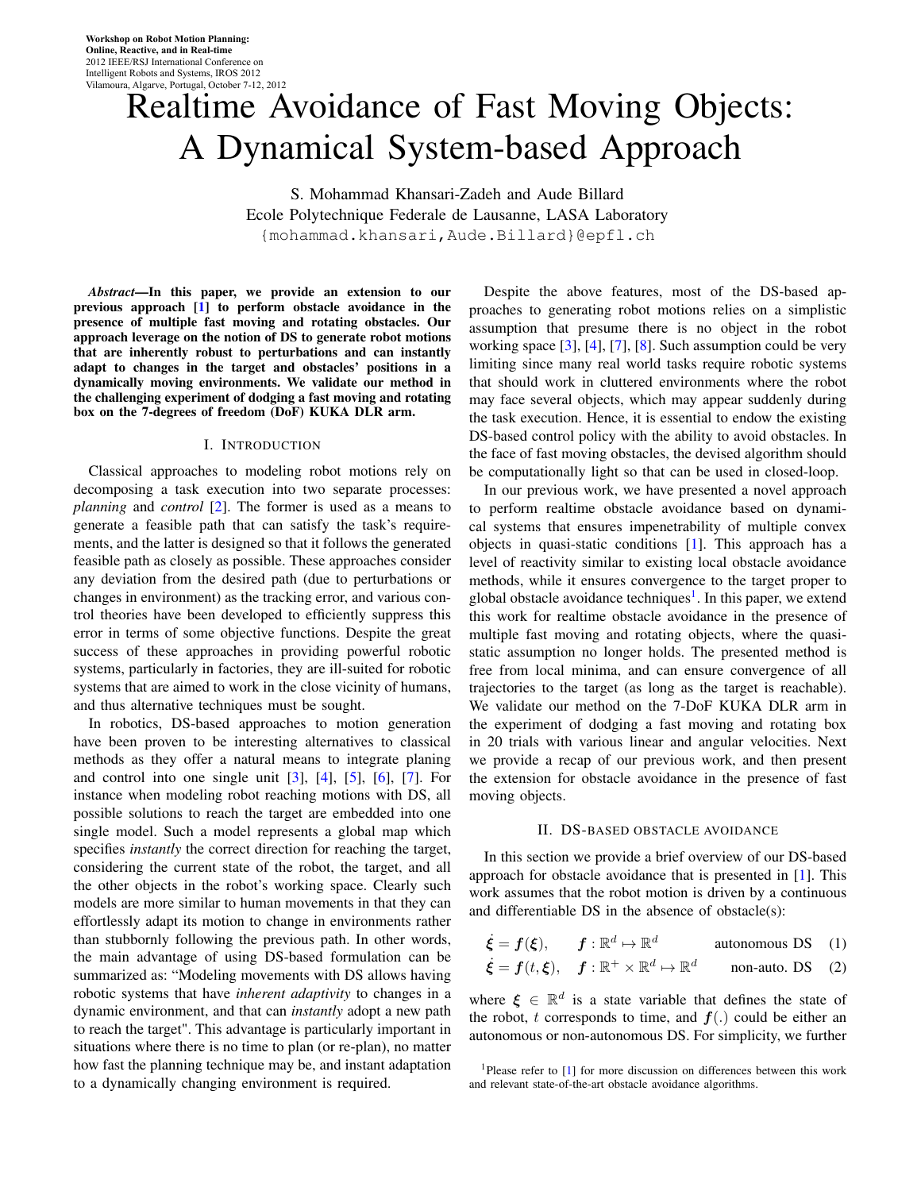Workshop on Robot Motion Planning: Online, Reactive, and in Real-time
2012 IEEE/RSJ International Conference on Intelligent Robots and Systems, IROS 2012
Vilamoura, Algarve, Portugal, October 7-12, 2012

# Realtime Avoidance of Fast Moving Objects: A Dynamical System-based Approach

S. Mohammad Khansari-Zadeh and Aude Billard
Ecole Polytechnique Federale de Lausanne, LASA Laboratory
{mohammad.khansari,Aude.Billard}@epfl.ch

***Abstract*—In this paper, we provide an extension to our previous approach [1] to perform obstacle avoidance in the presence of multiple fast moving and rotating obstacles. Our approach leverage on the notion of DS to generate robot motions that are inherently robust to perturbations and can instantly adapt to changes in the target and obstacles' positions in a dynamically moving environments. We validate our method in the challenging experiment of dodging a fast moving and rotating box on the 7-degrees of freedom (DoF) KUKA DLR arm.**

## I. Introduction

Classical approaches to modeling robot motions rely on decomposing a task execution into two separate processes: *planning* and *control* [2]. The former is used as a means to generate a feasible path that can satisfy the task's requirements, and the latter is designed so that it follows the generated feasible path as closely as possible. These approaches consider any deviation from the desired path (due to perturbations or changes in environment) as the tracking error, and various control theories have been developed to efficiently suppress this error in terms of some objective functions. Despite the great success of these approaches in providing powerful robotic systems, particularly in factories, they are ill-suited for robotic systems that are aimed to work in the close vicinity of humans, and thus alternative techniques must be sought.

In robotics, DS-based approaches to motion generation have been proven to be interesting alternatives to classical methods as they offer a natural means to integrate planing and control into one single unit [3], [4], [5], [6], [7]. For instance when modeling robot reaching motions with DS, all possible solutions to reach the target are embedded into one single model. Such a model represents a global map which specifies *instantly* the correct direction for reaching the target, considering the current state of the robot, the target, and all the other objects in the robot's working space. Clearly such models are more similar to human movements in that they can effortlessly adapt its motion to change in environments rather than stubbornly following the previous path. In other words, the main advantage of using DS-based formulation can be summarized as: "Modeling movements with DS allows having robotic systems that have *inherent adaptivity* to changes in a dynamic environment, and that can *instantly* adopt a new path to reach the target". This advantage is particularly important in situations where there is no time to plan (or re-plan), no matter how fast the planning technique may be, and instant adaptation to a dynamically changing environment is required.

Despite the above features, most of the DS-based approaches to generating robot motions relies on a simplistic assumption that presume there is no object in the robot working space [3], [4], [7], [8]. Such assumption could be very limiting since many real world tasks require robotic systems that should work in cluttered environments where the robot may face several objects, which may appear suddenly during the task execution. Hence, it is essential to endow the existing DS-based control policy with the ability to avoid obstacles. In the face of fast moving obstacles, the devised algorithm should be computationally light so that can be used in closed-loop.

In our previous work, we have presented a novel approach to perform realtime obstacle avoidance based on dynamical systems that ensures impenetrability of multiple convex objects in quasi-static conditions [1]. This approach has a level of reactivity similar to existing local obstacle avoidance methods, while it ensures convergence to the target proper to global obstacle avoidance techniques[1]. In this paper, we extend this work for realtime obstacle avoidance in the presence of multiple fast moving and rotating objects, where the quasi-static assumption no longer holds. The presented method is free from local minima, and can ensure convergence of all trajectories to the target (as long as the target is reachable). We validate our method on the 7-DoF KUKA DLR arm in the experiment of dodging a fast moving and rotating box in 20 trials with various linear and angular velocities. Next we provide a recap of our previous work, and then present the extension for obstacle avoidance in the presence of fast moving objects.

## II. DS-based obstacle avoidance

In this section we provide a brief overview of our DS-based approach for obstacle avoidance that is presented in [1]. This work assumes that the robot motion is driven by a continuous and differentiable DS in the absence of obstacle(s):

$$\dot{\boldsymbol{\xi}} = \boldsymbol{f}(\boldsymbol{\xi}), \qquad \boldsymbol{f} : \mathbb{R}^d \mapsto \mathbb{R}^d \qquad \text{autonomous DS} \quad (1)$$

$$\dot{\boldsymbol{\xi}} = \boldsymbol{f}(t, \boldsymbol{\xi}), \quad \boldsymbol{f} : \mathbb{R}^+ \times \mathbb{R}^d \mapsto \mathbb{R}^d \qquad \text{non-auto. DS} \quad (2)$$

where $\boldsymbol{\xi} \in \mathbb{R}^d$ is a state variable that defines the state of the robot, $t$ corresponds to time, and $\boldsymbol{f}(.)$ could be either an autonomous or non-autonomous DS. For simplicity, we further

[1] Please refer to [1] for more discussion on differences between this work and relevant state-of-the-art obstacle avoidance algorithms.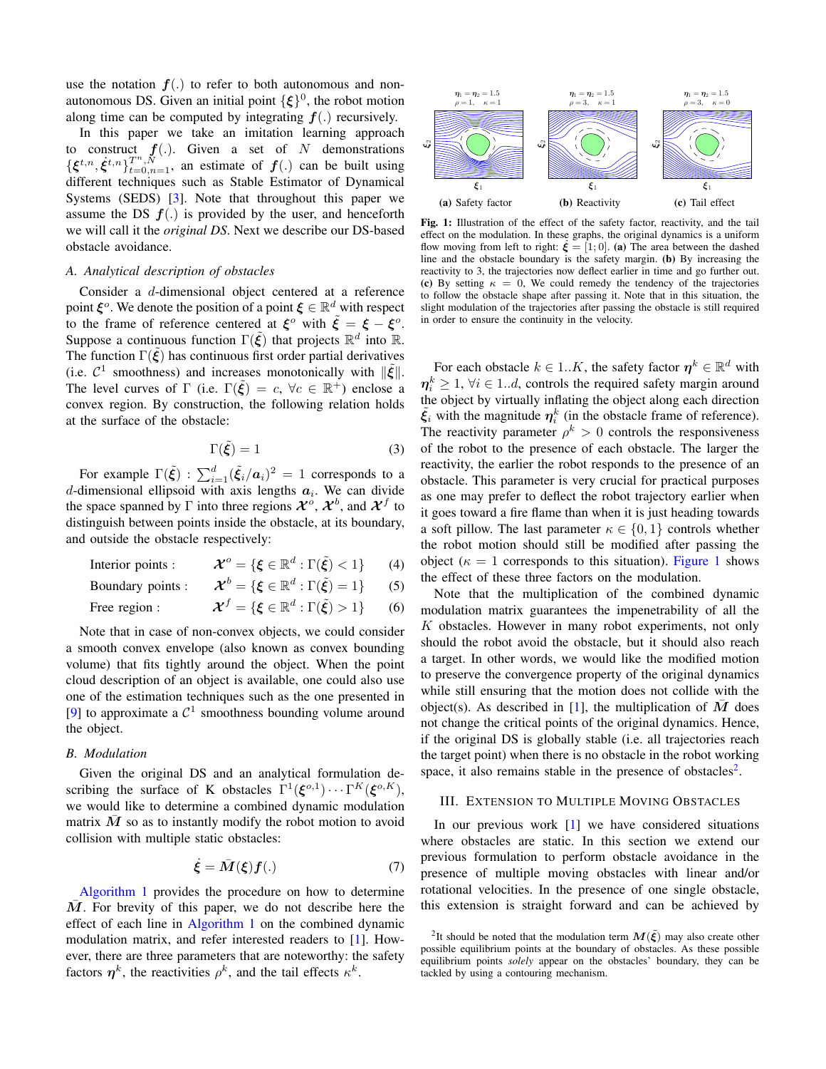use the notation $\boldsymbol{f}(.)$ to refer to both autonomous and non-autonomous DS. Given an initial point $\{\boldsymbol{\xi}\}^0$, the robot motion along time can be computed by integrating $\boldsymbol{f}(.)$ recursively.

In this paper we take an imitation learning approach to construct $\boldsymbol{f}(.)$. Given a set of $N$ demonstrations $\{\boldsymbol{\xi}^{t,n}, \dot{\boldsymbol{\xi}}^{t,n}\}_{t=0,n=1}^{T^n,N}$, an estimate of $\boldsymbol{f}(.)$ can be built using different techniques such as Stable Estimator of Dynamical Systems (SEDS) [3]. Note that throughout this paper we assume the DS $\boldsymbol{f}(.)$ is provided by the user, and henceforth we will call it the *original DS*. Next we describe our DS-based obstacle avoidance.

### A. Analytical description of obstacles

Consider a $d$-dimensional object centered at a reference point $\boldsymbol{\xi}^o$. We denote the position of a point $\boldsymbol{\xi} \in \mathbb{R}^d$ with respect to the frame of reference centered at $\boldsymbol{\xi}^o$ with $\tilde{\boldsymbol{\xi}} = \boldsymbol{\xi} - \boldsymbol{\xi}^o$. Suppose a continuous function $\Gamma(\tilde{\boldsymbol{\xi}})$ that projects $\mathbb{R}^d$ into $\mathbb{R}$. The function $\Gamma(\tilde{\boldsymbol{\xi}})$ has continuous first order partial derivatives (i.e. $\mathcal{C}^1$ smoothness) and increases monotonically with $\|\tilde{\boldsymbol{\xi}}\|$. The level curves of $\Gamma$ (i.e. $\Gamma(\tilde{\boldsymbol{\xi}}) = c$, $\forall c \in \mathbb{R}^+$) enclose a convex region. By construction, the following relation holds at the surface of the obstacle:

$$\Gamma(\tilde{\boldsymbol{\xi}}) = 1 \tag{3}$$

For example $\Gamma(\tilde{\boldsymbol{\xi}}) : \sum_{i=1}^{d}(\tilde{\boldsymbol{\xi}}_i/\boldsymbol{a}_i)^2 = 1$ corresponds to a $d$-dimensional ellipsoid with axis lengths $\boldsymbol{a}_i$. We can divide the space spanned by $\Gamma$ into three regions $\boldsymbol{\mathcal{X}}^o$, $\boldsymbol{\mathcal{X}}^b$, and $\boldsymbol{\mathcal{X}}^f$ to distinguish between points inside the obstacle, at its boundary, and outside the obstacle respectively:

$$\text{Interior points :} \quad \boldsymbol{\mathcal{X}}^o = \{\boldsymbol{\xi} \in \mathbb{R}^d : \Gamma(\tilde{\boldsymbol{\xi}}) < 1\} \tag{4}$$

$$\text{Boundary points :} \quad \boldsymbol{\mathcal{X}}^b = \{\boldsymbol{\xi} \in \mathbb{R}^d : \Gamma(\tilde{\boldsymbol{\xi}}) = 1\} \tag{5}$$

$$\text{Free region :} \quad \boldsymbol{\mathcal{X}}^f = \{\boldsymbol{\xi} \in \mathbb{R}^d : \Gamma(\tilde{\boldsymbol{\xi}}) > 1\} \tag{6}$$

Note that in case of non-convex objects, we could consider a smooth convex envelope (also known as convex bounding volume) that fits tightly around the object. When the point cloud description of an object is available, one could also use one of the estimation techniques such as the one presented in [9] to approximate a $\mathcal{C}^1$ smoothness bounding volume around the object.

### B. Modulation

Given the original DS and an analytical formulation describing the surface of K obstacles $\Gamma^1(\boldsymbol{\xi}^{o,1}) \cdots \Gamma^K(\boldsymbol{\xi}^{o,K})$, we would like to determine a combined dynamic modulation matrix $\bar{\boldsymbol{M}}$ so as to instantly modify the robot motion to avoid collision with multiple static obstacles:

$$\dot{\boldsymbol{\xi}} = \bar{\boldsymbol{M}}(\boldsymbol{\xi})\boldsymbol{f}(.) \tag{7}$$

Algorithm 1 provides the procedure on how to determine $\bar{\boldsymbol{M}}$. For brevity of this paper, we do not describe here the effect of each line in Algorithm 1 on the combined dynamic modulation matrix, and refer interested readers to [1]. However, there are three parameters that are noteworthy: the safety factors $\boldsymbol{\eta}^k$, the reactivities $\rho^k$, and the tail effects $\kappa^k$.

(a) Safety factor — $\eta_1 = \eta_2 = 1.5$, $\rho = 1$, $\kappa = 1$
(b) Reactivity — $\eta_1 = \eta_2 = 1.5$, $\rho = 3$, $\kappa = 1$
(c) Tail effect — $\eta_1 = \eta_2 = 1.5$, $\rho = 3$, $\kappa = 0$

**Fig. 1:** Illustration of the effect of the safety factor, reactivity, and the tail effect on the modulation. In these graphs, the original dynamics is a uniform flow moving from left to right: $\dot{\boldsymbol{\xi}} = [1; 0]$. **(a)** The area between the dashed line and the obstacle boundary is the safety margin. **(b)** By increasing the reactivity to 3, the trajectories now deflect earlier in time and go further out. **(c)** By setting $\kappa = 0$, We could remedy the tendency of the trajectories to follow the obstacle shape after passing it. Note that in this situation, the slight modulation of the trajectories after passing the obstacle is still required in order to ensure the continuity in the velocity.

For each obstacle $k \in 1..K$, the safety factor $\boldsymbol{\eta}^k \in \mathbb{R}^d$ with $\boldsymbol{\eta}_i^k \geq 1$, $\forall i \in 1..d$, controls the required safety margin around the object by virtually inflating the object along each direction $\tilde{\boldsymbol{\xi}}_i$ with the magnitude $\boldsymbol{\eta}_i^k$ (in the obstacle frame of reference). The reactivity parameter $\rho^k > 0$ controls the responsiveness of the robot to the presence of each obstacle. The larger the reactivity, the earlier the robot responds to the presence of an obstacle. This parameter is very crucial for practical purposes as one may prefer to deflect the robot trajectory earlier when it goes toward a fire flame than when it is just heading towards a soft pillow. The last parameter $\kappa \in \{0, 1\}$ controls whether the robot motion should still be modified after passing the object ($\kappa = 1$ corresponds to this situation). Figure 1 shows the effect of these three factors on the modulation.

Note that the multiplication of the combined dynamic modulation matrix guarantees the impenetrability of all the $K$ obstacles. However in many robot experiments, not only should the robot avoid the obstacle, but it should also reach a target. In other words, we would like the modified motion to preserve the convergence property of the original dynamics while still ensuring that the motion does not collide with the object(s). As described in [1], the multiplication of $\bar{\boldsymbol{M}}$ does not change the critical points of the original dynamics. Hence, if the original DS is globally stable (i.e. all trajectories reach the target point) when there is no obstacle in the robot working space, it also remains stable in the presence of obstacles[2].

## III. Extension to Multiple Moving Obstacles

In our previous work [1] we have considered situations where obstacles are static. In this section we extend our previous formulation to perform obstacle avoidance in the presence of multiple moving obstacles with linear and/or rotational velocities. In the presence of one single obstacle, this extension is straight forward and can be achieved by

[2] It should be noted that the modulation term $\boldsymbol{M}(\tilde{\boldsymbol{\xi}})$ may also create other possible equilibrium points at the boundary of obstacles. As these possible equilibrium points *solely* appear on the obstacles' boundary, they can be tackled by using a contouring mechanism.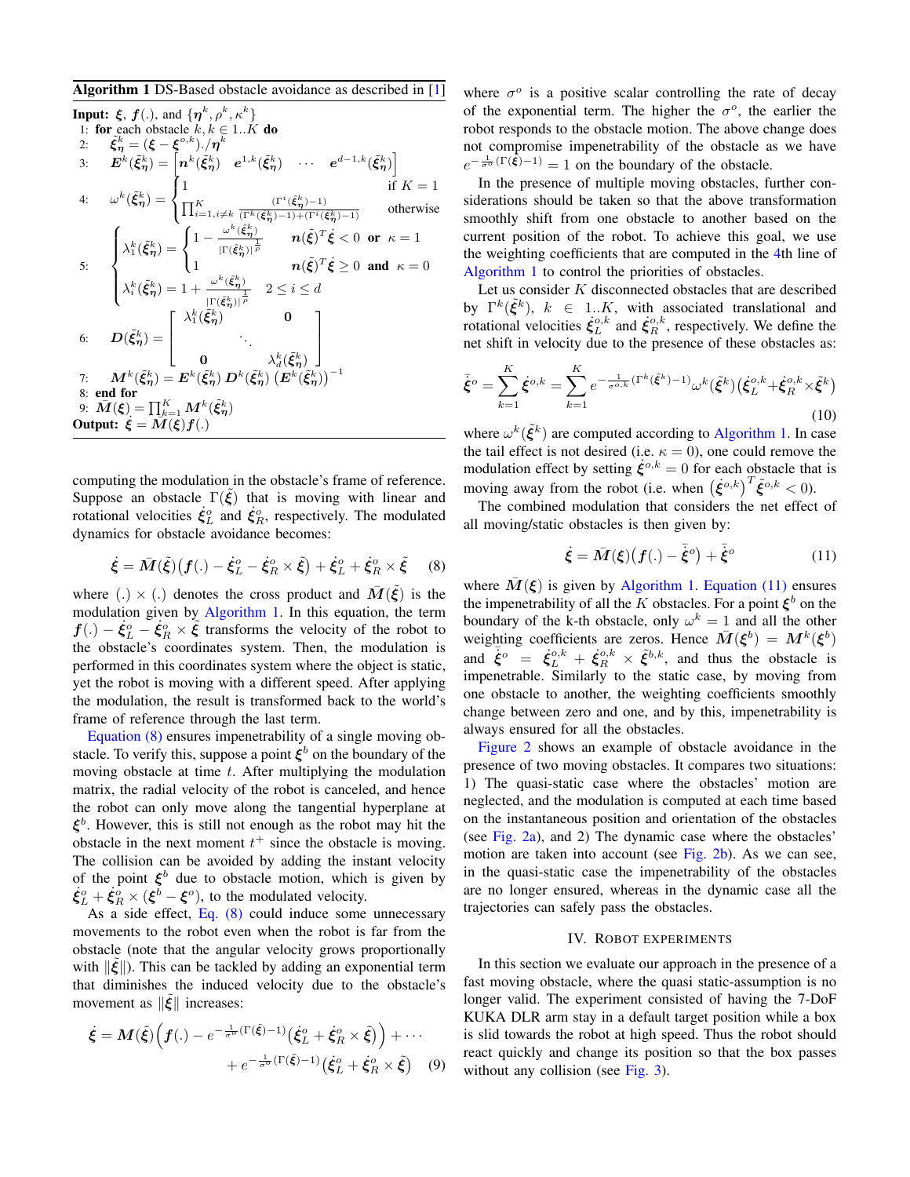**Algorithm 1** DS-Based obstacle avoidance as described in [1]

**Input:** $\boldsymbol{\xi}$, $\boldsymbol{f}(.)$, and $\{\boldsymbol{\eta}^k, \rho^k, \kappa^k\}$

1: **for** each obstacle $k, k \in 1..K$ **do**

2: $\quad \tilde{\boldsymbol{\xi}}_{\boldsymbol{\eta}}^k = (\boldsymbol{\xi} - \boldsymbol{\xi}^{o,k})./\boldsymbol{\eta}^k$

3: $\quad \boldsymbol{E}^k(\tilde{\boldsymbol{\xi}}_{\boldsymbol{\eta}}^k) = \begin{bmatrix} \boldsymbol{n}^k(\tilde{\boldsymbol{\xi}}_{\boldsymbol{\eta}}^k) & \boldsymbol{e}^{1,k}(\tilde{\boldsymbol{\xi}}_{\boldsymbol{\eta}}^k) & \cdots & \boldsymbol{e}^{d-1,k}(\tilde{\boldsymbol{\xi}}_{\boldsymbol{\eta}}^k) \end{bmatrix}$

4: $\quad \omega^k(\tilde{\boldsymbol{\xi}}_{\boldsymbol{\eta}}^k) = \begin{cases} 1 & \text{if } K = 1 \\ \prod_{i=1, i\neq k}^{K} \frac{(\Gamma^i(\tilde{\boldsymbol{\xi}}_{\boldsymbol{\eta}}^k)-1)}{(\Gamma^k(\tilde{\boldsymbol{\xi}}_{\boldsymbol{\eta}}^k)-1)+(\Gamma^i(\tilde{\boldsymbol{\xi}}_{\boldsymbol{\eta}}^k)-1)} & \text{otherwise} \end{cases}$

5: $\quad \begin{cases} \lambda_1^k(\tilde{\boldsymbol{\xi}}_{\boldsymbol{\eta}}^k) = \begin{cases} 1 - \frac{\omega^k(\tilde{\boldsymbol{\xi}}_{\boldsymbol{\eta}}^k)}{|\Gamma(\tilde{\boldsymbol{\xi}}_{\boldsymbol{\eta}}^k)|^{\frac{1}{\rho}}} & \boldsymbol{n}(\tilde{\boldsymbol{\xi}})^T\dot{\boldsymbol{\xi}} < 0 \textbf{ or } \kappa = 1 \\ 1 & \boldsymbol{n}(\tilde{\boldsymbol{\xi}})^T\dot{\boldsymbol{\xi}} \geq 0 \textbf{ and } \kappa = 0 \end{cases} \\ \lambda_i^k(\tilde{\boldsymbol{\xi}}_{\boldsymbol{\eta}}^k) = 1 + \frac{\omega^k(\tilde{\boldsymbol{\xi}}_{\boldsymbol{\eta}}^k)}{|\Gamma(\tilde{\boldsymbol{\xi}}_{\boldsymbol{\eta}}^k)|^{\frac{1}{\rho}}} \quad 2 \leq i \leq d \end{cases}$

6: $\quad \boldsymbol{D}(\tilde{\boldsymbol{\xi}}_{\boldsymbol{\eta}}^k) = \begin{bmatrix} \lambda_1^k(\tilde{\boldsymbol{\xi}}_{\boldsymbol{\eta}}^k) & & \boldsymbol{0} \\ & \ddots & \\ \boldsymbol{0} & & \lambda_d^k(\tilde{\boldsymbol{\xi}}_{\boldsymbol{\eta}}^k) \end{bmatrix}$

7: $\quad \boldsymbol{M}^k(\tilde{\boldsymbol{\xi}}_{\boldsymbol{\eta}}^k) = \boldsymbol{E}^k(\tilde{\boldsymbol{\xi}}_{\boldsymbol{\eta}}^k)\,\boldsymbol{D}^k(\tilde{\boldsymbol{\xi}}_{\boldsymbol{\eta}}^k)\,\left(\boldsymbol{E}^k(\tilde{\boldsymbol{\xi}}_{\boldsymbol{\eta}}^k)\right)^{-1}$

8: **end for**

9: $\bar{\boldsymbol{M}}(\boldsymbol{\xi}) = \prod_{k=1}^{K} \boldsymbol{M}^k(\tilde{\boldsymbol{\xi}}_{\boldsymbol{\eta}}^k)$

**Output:** $\dot{\boldsymbol{\xi}} = \bar{\boldsymbol{M}}(\boldsymbol{\xi})\boldsymbol{f}(.)$

computing the modulation in the obstacle's frame of reference. Suppose an obstacle $\Gamma(\tilde{\boldsymbol{\xi}})$ that is moving with linear and rotational velocities $\dot{\boldsymbol{\xi}}_L^o$ and $\dot{\boldsymbol{\xi}}_R^o$, respectively. The modulated dynamics for obstacle avoidance becomes:

$$\dot{\boldsymbol{\xi}} = \bar{\boldsymbol{M}}(\tilde{\boldsymbol{\xi}})\big(\boldsymbol{f}(.) - \dot{\boldsymbol{\xi}}_L^o - \dot{\boldsymbol{\xi}}_R^o \times \tilde{\boldsymbol{\xi}}\big) + \dot{\boldsymbol{\xi}}_L^o + \dot{\boldsymbol{\xi}}_R^o \times \tilde{\boldsymbol{\xi}} \quad (8)$$

where $(.) \times (.)$ denotes the cross product and $\bar{\boldsymbol{M}}(\tilde{\boldsymbol{\xi}})$ is the modulation given by Algorithm 1. In this equation, the term $\boldsymbol{f}(.) - \dot{\boldsymbol{\xi}}_L^o - \dot{\boldsymbol{\xi}}_R^o \times \tilde{\boldsymbol{\xi}}$ transforms the velocity of the robot to the obstacle's coordinates system. Then, the modulation is performed in this coordinates system where the object is static, yet the robot is moving with a different speed. After applying the modulation, the result is transformed back to the world's frame of reference through the last term.

Equation (8) ensures impenetrability of a single moving obstacle. To verify this, suppose a point $\boldsymbol{\xi}^b$ on the boundary of the moving obstacle at time $t$. After multiplying the modulation matrix, the radial velocity of the robot is canceled, and hence the robot can only move along the tangential hyperplane at $\boldsymbol{\xi}^b$. However, this is still not enough as the robot may hit the obstacle in the next moment $t^+$ since the obstacle is moving. The collision can be avoided by adding the instant velocity of the point $\boldsymbol{\xi}^b$ due to obstacle motion, which is given by $\dot{\boldsymbol{\xi}}_L^o + \dot{\boldsymbol{\xi}}_R^o \times (\boldsymbol{\xi}^b - \boldsymbol{\xi}^o)$, to the modulated velocity.

As a side effect, Eq. (8) could induce some unnecessary movements to the robot even when the robot is far from the obstacle (note that the angular velocity grows proportionally with $\|\tilde{\boldsymbol{\xi}}\|$). This can be tackled by adding an exponential term that diminishes the induced velocity due to the obstacle's movement as $\|\tilde{\boldsymbol{\xi}}\|$ increases:

$$\dot{\boldsymbol{\xi}} = \boldsymbol{M}(\tilde{\boldsymbol{\xi}})\Big(\boldsymbol{f}(.) - e^{-\frac{1}{\sigma^o}(\Gamma(\tilde{\boldsymbol{\xi}})-1)}\big(\dot{\boldsymbol{\xi}}_L^o + \dot{\boldsymbol{\xi}}_R^o \times \tilde{\boldsymbol{\xi}}\big)\Big) + \cdots$$
$$+ e^{-\frac{1}{\sigma^o}(\Gamma(\tilde{\boldsymbol{\xi}})-1)}\big(\dot{\boldsymbol{\xi}}_L^o + \dot{\boldsymbol{\xi}}_R^o \times \tilde{\boldsymbol{\xi}}\big) \quad (9)$$

where $\sigma^o$ is a positive scalar controlling the rate of decay of the exponential term. The higher the $\sigma^o$, the earlier the robot responds to the obstacle motion. The above change does not compromise impenetrability of the obstacle as we have $e^{-\frac{1}{\sigma^o}(\Gamma(\tilde{\boldsymbol{\xi}})-1)} = 1$ on the boundary of the obstacle.

In the presence of multiple moving obstacles, further considerations should be taken so that the above transformation smoothly shift from one obstacle to another based on the current position of the robot. To achieve this goal, we use the weighting coefficients that are computed in the 4th line of Algorithm 1 to control the priorities of obstacles.

Let us consider $K$ disconnected obstacles that are described by $\Gamma^k(\tilde{\boldsymbol{\xi}}^k)$, $k \in 1..K$, with associated translational and rotational velocities $\dot{\boldsymbol{\xi}}_L^{o,k}$ and $\dot{\boldsymbol{\xi}}_R^{o,k}$, respectively. We define the net shift in velocity due to the presence of these obstacles as:

$$\dot{\bar{\boldsymbol{\xi}}}^o = \sum_{k=1}^{K} \dot{\boldsymbol{\xi}}^{o,k} = \sum_{k=1}^{K} e^{-\frac{1}{\sigma^{o,k}}(\Gamma^k(\tilde{\boldsymbol{\xi}}^k)-1)}\omega^k(\tilde{\boldsymbol{\xi}}^k)\big(\dot{\boldsymbol{\xi}}_L^{o,k} + \dot{\boldsymbol{\xi}}_R^{o,k} \times \tilde{\boldsymbol{\xi}}^k\big) \quad (10)$$

where $\omega^k(\tilde{\boldsymbol{\xi}}^k)$ are computed according to Algorithm 1. In case the tail effect is not desired (i.e. $\kappa = 0$), one could remove the modulation effect by setting $\dot{\boldsymbol{\xi}}^{o,k} = 0$ for each obstacle that is moving away from the robot (i.e. when $\left(\dot{\boldsymbol{\xi}}^{o,k}\right)^T \tilde{\boldsymbol{\xi}}^{o,k} < 0$).

The combined modulation that considers the net effect of all moving/static obstacles is then given by:

$$\dot{\boldsymbol{\xi}} = \bar{\boldsymbol{M}}(\boldsymbol{\xi})\big(\boldsymbol{f}(.) - \dot{\bar{\boldsymbol{\xi}}}^o\big) + \dot{\bar{\boldsymbol{\xi}}}^o \quad (11)$$

where $\bar{\boldsymbol{M}}(\boldsymbol{\xi})$ is given by Algorithm 1. Equation (11) ensures the impenetrability of all the $K$ obstacles. For a point $\boldsymbol{\xi}^b$ on the boundary of the k-th obstacle, only $\omega^k = 1$ and all the other weighting coefficients are zeros. Hence $\bar{\boldsymbol{M}}(\boldsymbol{\xi}^b) = \boldsymbol{M}^k(\boldsymbol{\xi}^b)$ and $\dot{\bar{\boldsymbol{\xi}}}^o = \dot{\boldsymbol{\xi}}_L^{o,k} + \dot{\boldsymbol{\xi}}_R^{o,k} \times \tilde{\boldsymbol{\xi}}^{b,k}$, and thus the obstacle is impenetrable. Similarly to the static case, by moving from one obstacle to another, the weighting coefficients smoothly change between zero and one, and by this, impenetrability is always ensured for all the obstacles.

Figure 2 shows an example of obstacle avoidance in the presence of two moving obstacles. It compares two situations: 1) The quasi-static case where the obstacles' motion are neglected, and the modulation is computed at each time based on the instantaneous position and orientation of the obstacles (see Fig. 2a), and 2) The dynamic case where the obstacles' motion are taken into account (see Fig. 2b). As we can see, in the quasi-static case the impenetrability of the obstacles are no longer ensured, whereas in the dynamic case all the trajectories can safely pass the obstacles.

## IV. Robot Experiments

In this section we evaluate our approach in the presence of a fast moving obstacle, where the quasi static-assumption is no longer valid. The experiment consisted of having the 7-DoF KUKA DLR arm stay in a default target position while a box is slid towards the robot at high speed. Thus the robot should react quickly and change its position so that the box passes without any collision (see Fig. 3).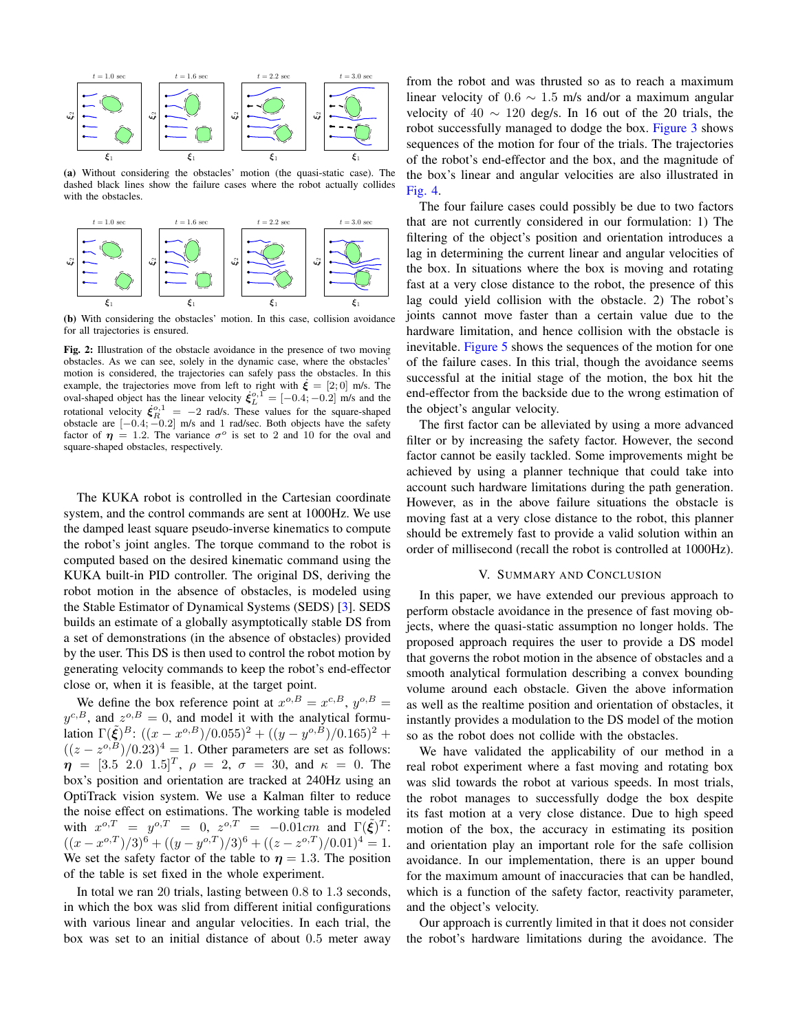(a) Without considering the obstacles' motion (the quasi-static case). The dashed black lines show the failure cases where the robot actually collides with the obstacles.

(b) With considering the obstacles' motion. In this case, collision avoidance for all trajectories is ensured.

**Fig. 2:** Illustration of the obstacle avoidance in the presence of two moving obstacles. As we can see, solely in the dynamic case, where the obstacles' motion is considered, the trajectories can safely pass the obstacles. In this example, the trajectories move from left to right with $\dot{\boldsymbol{\xi}} = [2; 0]$ m/s. The oval-shaped object has the linear velocity $\dot{\boldsymbol{\xi}}_L^{o,1} = [-0.4; -0.2]$ m/s and the rotational velocity $\dot{\boldsymbol{\xi}}_R^{o,1} = -2$ rad/s. These values for the square-shaped obstacle are $[-0.4; -0.2]$ m/s and 1 rad/sec. Both objects have the safety factor of $\boldsymbol{\eta} = 1.2$. The variance $\sigma^o$ is set to 2 and 10 for the oval and square-shaped obstacles, respectively.

The KUKA robot is controlled in the Cartesian coordinate system, and the control commands are sent at 1000Hz. We use the damped least square pseudo-inverse kinematics to compute the robot's joint angles. The torque command to the robot is computed based on the desired kinematic command using the KUKA built-in PID controller. The original DS, deriving the robot motion in the absence of obstacles, is modeled using the Stable Estimator of Dynamical Systems (SEDS) [3]. SEDS builds an estimate of a globally asymptotically stable DS from a set of demonstrations (in the absence of obstacles) provided by the user. This DS is then used to control the robot motion by generating velocity commands to keep the robot's end-effector close or, when it is feasible, at the target point.

We define the box reference point at $x^{o,B} = x^{c,B}$, $y^{o,B} = y^{c,B}$, and $z^{o,B} = 0$, and model it with the analytical formulation $\Gamma(\tilde{\boldsymbol{\xi}})^B$: $((x - x^{o,B})/0.055)^2 + ((y - y^{o,B})/0.165)^2 + ((z - z^{o,B})/0.23)^4 = 1$. Other parameters are set as follows: $\boldsymbol{\eta} = [3.5 \;\; 2.0 \;\; 1.5]^T$, $\rho = 2$, $\sigma = 30$, and $\kappa = 0$. The box's position and orientation are tracked at 240Hz using an OptiTrack vision system. We use a Kalman filter to reduce the noise effect on estimations. The working table is modeled with $x^{o,T} = y^{o,T} = 0$, $z^{o,T} = -0.01cm$ and $\Gamma(\tilde{\boldsymbol{\xi}})^T$: $((x - x^{o,T})/3)^6 + ((y - y^{o,T})/3)^6 + ((z - z^{o,T})/0.01)^4 = 1$. We set the safety factor of the table to $\boldsymbol{\eta} = 1.3$. The position of the table is set fixed in the whole experiment.

In total we ran 20 trials, lasting between 0.8 to 1.3 seconds, in which the box was slid from different initial configurations with various linear and angular velocities. In each trial, the box was set to an initial distance of about 0.5 meter away from the robot and was thrusted so as to reach a maximum linear velocity of $0.6 \sim 1.5$ m/s and/or a maximum angular velocity of $40 \sim 120$ deg/s. In 16 out of the 20 trials, the robot successfully managed to dodge the box. Figure 3 shows sequences of the motion for four of the trials. The trajectories of the robot's end-effector and the box, and the magnitude of the box's linear and angular velocities are also illustrated in Fig. 4.

The four failure cases could possibly be due to two factors that are not currently considered in our formulation: 1) The filtering of the object's position and orientation introduces a lag in determining the current linear and angular velocities of the box. In situations where the box is moving and rotating fast at a very close distance to the robot, the presence of this lag could yield collision with the obstacle. 2) The robot's joints cannot move faster than a certain value due to the hardware limitation, and hence collision with the obstacle is inevitable. Figure 5 shows the sequences of the motion for one of the failure cases. In this trial, though the avoidance seems successful at the initial stage of the motion, the box hit the end-effector from the backside due to the wrong estimation of the object's angular velocity.

The first factor can be alleviated by using a more advanced filter or by increasing the safety factor. However, the second factor cannot be easily tackled. Some improvements might be achieved by using a planner technique that could take into account such hardware limitations during the path generation. However, as in the above failure situations the obstacle is moving fast at a very close distance to the robot, this planner should be extremely fast to provide a valid solution within an order of millisecond (recall the robot is controlled at 1000Hz).

## V. Summary and Conclusion

In this paper, we have extended our previous approach to perform obstacle avoidance in the presence of fast moving objects, where the quasi-static assumption no longer holds. The proposed approach requires the user to provide a DS model that governs the robot motion in the absence of obstacles and a smooth analytical formulation describing a convex bounding volume around each obstacle. Given the above information as well as the realtime position and orientation of obstacles, it instantly provides a modulation to the DS model of the motion so as the robot does not collide with the obstacles.

We have validated the applicability of our method in a real robot experiment where a fast moving and rotating box was slid towards the robot at various speeds. In most trials, the robot manages to successfully dodge the box despite its fast motion at a very close distance. Due to high speed motion of the box, the accuracy in estimating its position and orientation play an important role for the safe collision avoidance. In our implementation, there is an upper bound for the maximum amount of inaccuracies that can be handled, which is a function of the safety factor, reactivity parameter, and the object's velocity.

Our approach is currently limited in that it does not consider the robot's hardware limitations during the avoidance. The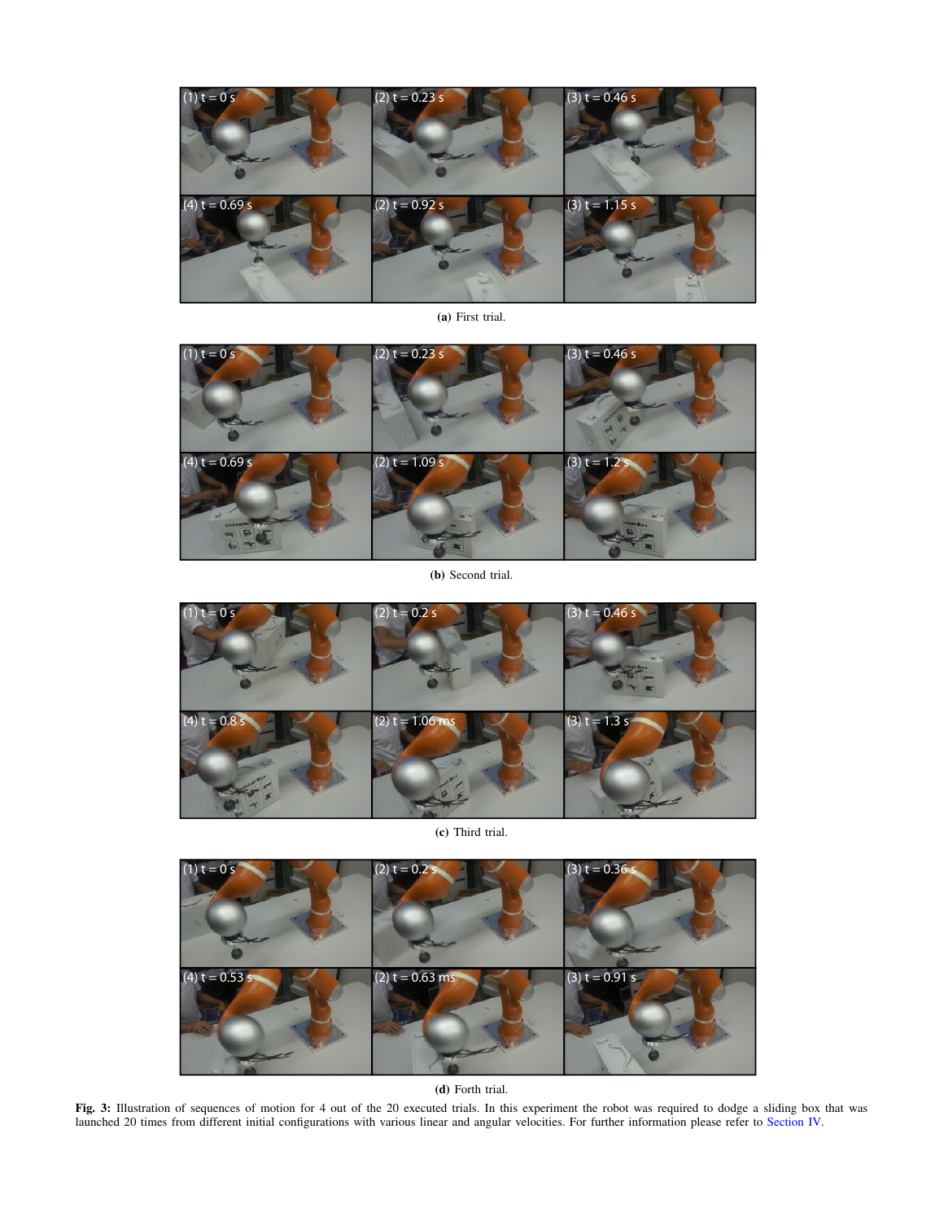(a) First trial.

(b) Second trial.

(c) Third trial.

(d) Forth trial.

**Fig. 3:** Illustration of sequences of motion for 4 out of the 20 executed trials. In this experiment the robot was required to dodge a sliding box that was launched 20 times from different initial configurations with various linear and angular velocities. For further information please refer to Section IV.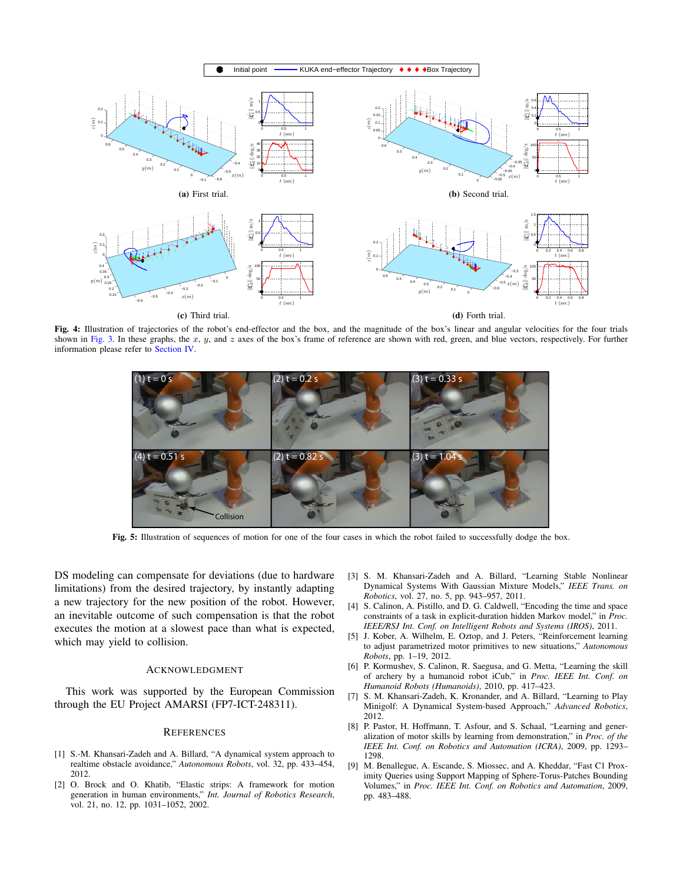Initial point
KUKA end–effector Trajectory
Box Trajectory

(a) First trial.

(b) Second trial.

(c) Third trial.

(d) Forth trial.

**Fig. 4:** Illustration of trajectories of the robot's end-effector and the box, and the magnitude of the box's linear and angular velocities for the four trials shown in Fig. 3. In these graphs, the $x$, $y$, and $z$ axes of the box's frame of reference are shown with red, green, and blue vectors, respectively. For further information please refer to Section IV.

(1) t = 0 s
(2) t = 0.2 s
(3) t = 0.33 s
(4) t = 0.51 s
(2) t = 0.82 s
(3) t = 1.04 s
Collision

**Fig. 5:** Illustration of sequences of motion for one of the four cases in which the robot failed to successfully dodge the box.

DS modeling can compensate for deviations (due to hardware limitations) from the desired trajectory, by instantly adapting a new trajectory for the new position of the robot. However, an inevitable outcome of such compensation is that the robot executes the motion at a slowest pace than what is expected, which may yield to collision.

## Acknowledgment

This work was supported by the European Commission through the EU Project AMARSI (FP7-ICT-248311).

## References

[1] S.-M. Khansari-Zadeh and A. Billard, "A dynamical system approach to realtime obstacle avoidance," *Autonomous Robots*, vol. 32, pp. 433–454, 2012.

[2] O. Brock and O. Khatib, "Elastic strips: A framework for motion generation in human environments," *Int. Journal of Robotics Research*, vol. 21, no. 12, pp. 1031–1052, 2002.

[3] S. M. Khansari-Zadeh and A. Billard, "Learning Stable Nonlinear Dynamical Systems With Gaussian Mixture Models," *IEEE Trans. on Robotics*, vol. 27, no. 5, pp. 943–957, 2011.

[4] S. Calinon, A. Pistillo, and D. G. Caldwell, "Encoding the time and space constraints of a task in explicit-duration hidden Markov model," in *Proc. IEEE/RSJ Int. Conf. on Intelligent Robots and Systems (IROS)*, 2011.

[5] J. Kober, A. Wilhelm, E. Oztop, and J. Peters, "Reinforcement learning to adjust parametrized motor primitives to new situations," *Autonomous Robots*, pp. 1–19, 2012.

[6] P. Kormushev, S. Calinon, R. Saegusa, and G. Metta, "Learning the skill of archery by a humanoid robot iCub," in *Proc. IEEE Int. Conf. on Humanoid Robots (Humanoids)*, 2010, pp. 417–423.

[7] S. M. Khansari-Zadeh, K. Kronander, and A. Billard, "Learning to Play Minigolf: A Dynamical System-based Approach," *Advanced Robotics*, 2012.

[8] P. Pastor, H. Hoffmann, T. Asfour, and S. Schaal, "Learning and generalization of motor skills by learning from demonstration," in *Proc. of the IEEE Int. Conf. on Robotics and Automation (ICRA)*, 2009, pp. 1293–1298.

[9] M. Benallegue, A. Escande, S. Miossec, and A. Kheddar, "Fast C1 Proximity Queries using Support Mapping of Sphere-Torus-Patches Bounding Volumes," in *Proc. IEEE Int. Conf. on Robotics and Automation*, 2009, pp. 483–488.